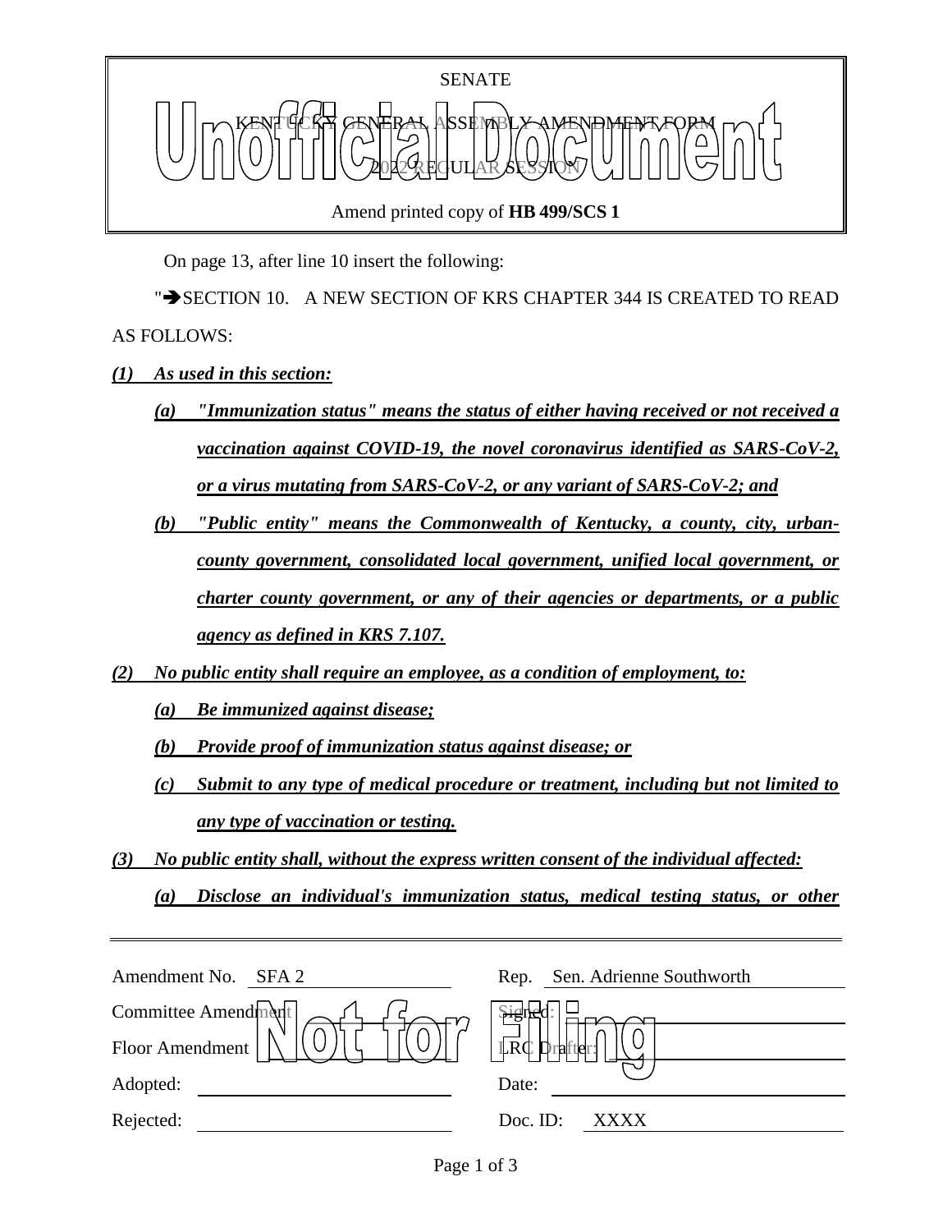SENATE

KENTUCKY GENERAL ASSEMBLY AMENDMENT FORM

2022 REGULAR SESSION

Amend printed copy of **HB 499/SCS 1**

On page 13, after line 10 insert the following:

"➔SECTION 10. A NEW SECTION OF KRS CHAPTER 344 IS CREATED TO READ AS FOLLOWS:

***(1) As used in this section:***

***(a) "Immunization status" means the status of either having received or not received a vaccination against COVID-19, the novel coronavirus identified as SARS-CoV-2, or a virus mutating from SARS-CoV-2, or any variant of SARS-CoV-2; and***

***(b) "Public entity" means the Commonwealth of Kentucky, a county, city, urban-county government, consolidated local government, unified local government, or charter county government, or any of their agencies or departments, or a public agency as defined in KRS 7.107.***

***(2) No public entity shall require an employee, as a condition of employment, to:***

***(a) Be immunized against disease;***

***(b) Provide proof of immunization status against disease; or***

***(c) Submit to any type of medical procedure or treatment, including but not limited to any type of vaccination or testing.***

***(3) No public entity shall, without the express written consent of the individual affected:***

***(a) Disclose an individual's immunization status, medical testing status, or other***

---

| | | | |
|---|---|---|---|
| Amendment No. | SFA 2 | Rep. | Sen. Adrienne Southworth |
| Committee Amendment | | Signed: | |
| Floor Amendment | | LRC Drafter: | |
| Adopted: | | Date: | |
| Rejected: | | Doc. ID: | XXXX |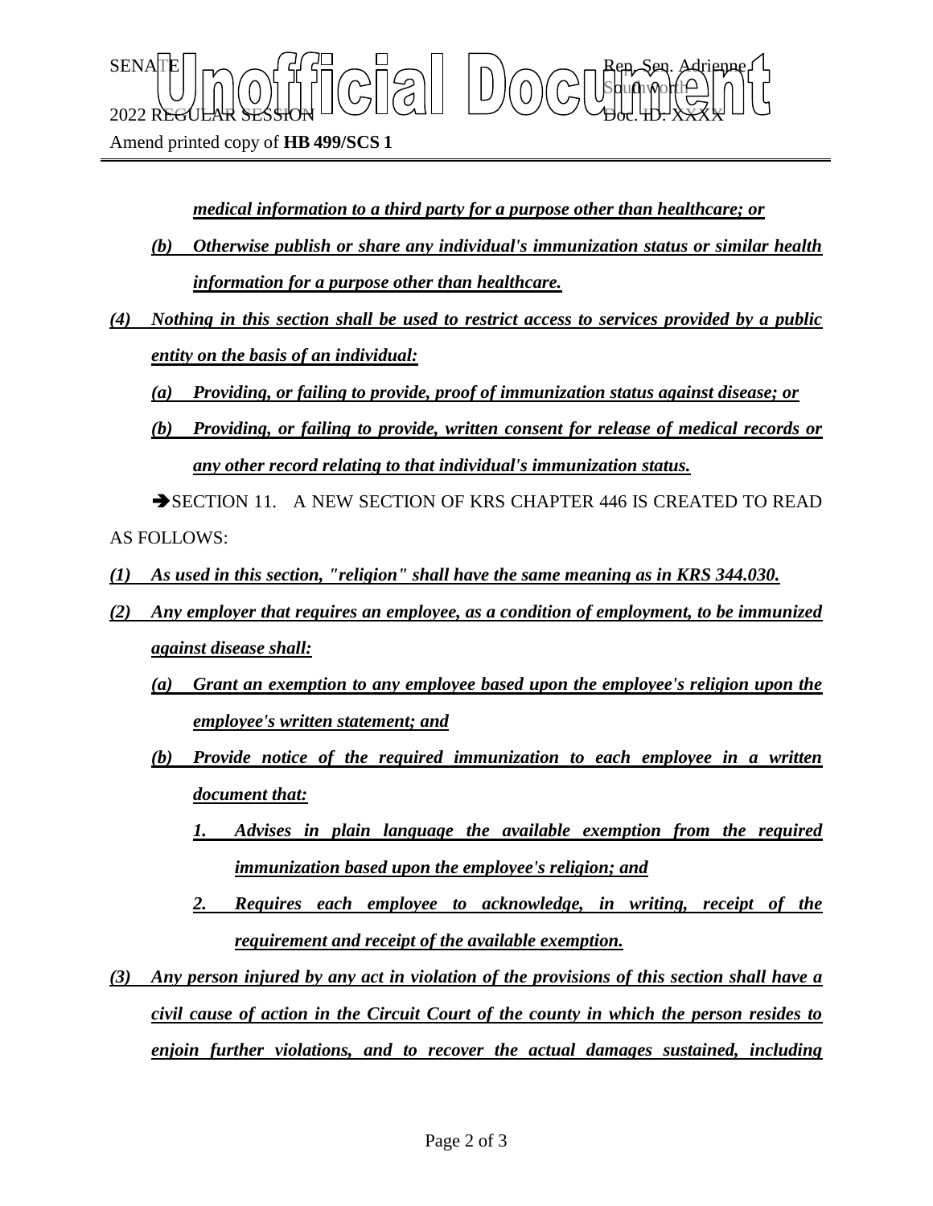*medical information to a third party for a purpose other than healthcare; or*

*(b) Otherwise publish or share any individual's immunization status or similar health information for a purpose other than healthcare.*

*(4) Nothing in this section shall be used to restrict access to services provided by a public entity on the basis of an individual:*

*(a) Providing, or failing to provide, proof of immunization status against disease; or*

*(b) Providing, or failing to provide, written consent for release of medical records or any other record relating to that individual's immunization status.*

➔SECTION 11. A NEW SECTION OF KRS CHAPTER 446 IS CREATED TO READ AS FOLLOWS:

*(1) As used in this section, "religion" shall have the same meaning as in KRS 344.030.*

*(2) Any employer that requires an employee, as a condition of employment, to be immunized against disease shall:*

*(a) Grant an exemption to any employee based upon the employee's religion upon the employee's written statement; and*

*(b) Provide notice of the required immunization to each employee in a written document that:*

*1. Advises in plain language the available exemption from the required immunization based upon the employee's religion; and*

*2. Requires each employee to acknowledge, in writing, receipt of the requirement and receipt of the available exemption.*

*(3) Any person injured by any act in violation of the provisions of this section shall have a civil cause of action in the Circuit Court of the county in which the person resides to enjoin further violations, and to recover the actual damages sustained, including*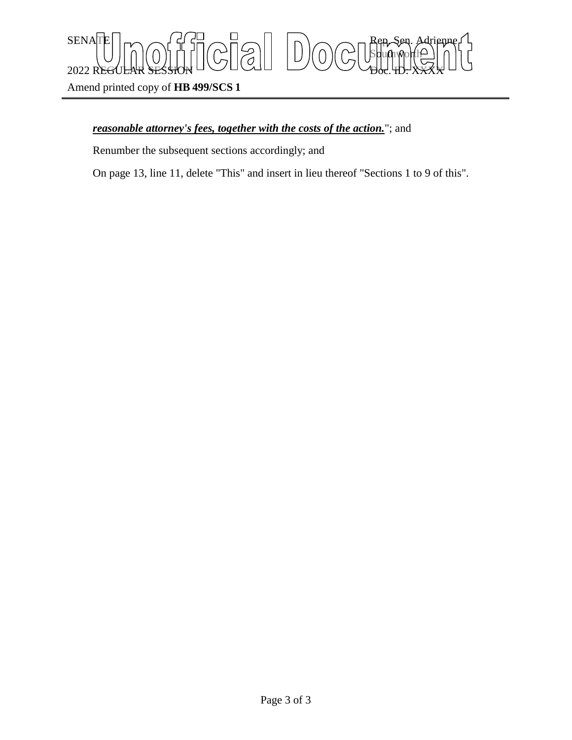***reasonable attorney's fees, together with the costs of the action.***"; and

Renumber the subsequent sections accordingly; and

On page 13, line 11, delete "This" and insert in lieu thereof "Sections 1 to 9 of this".